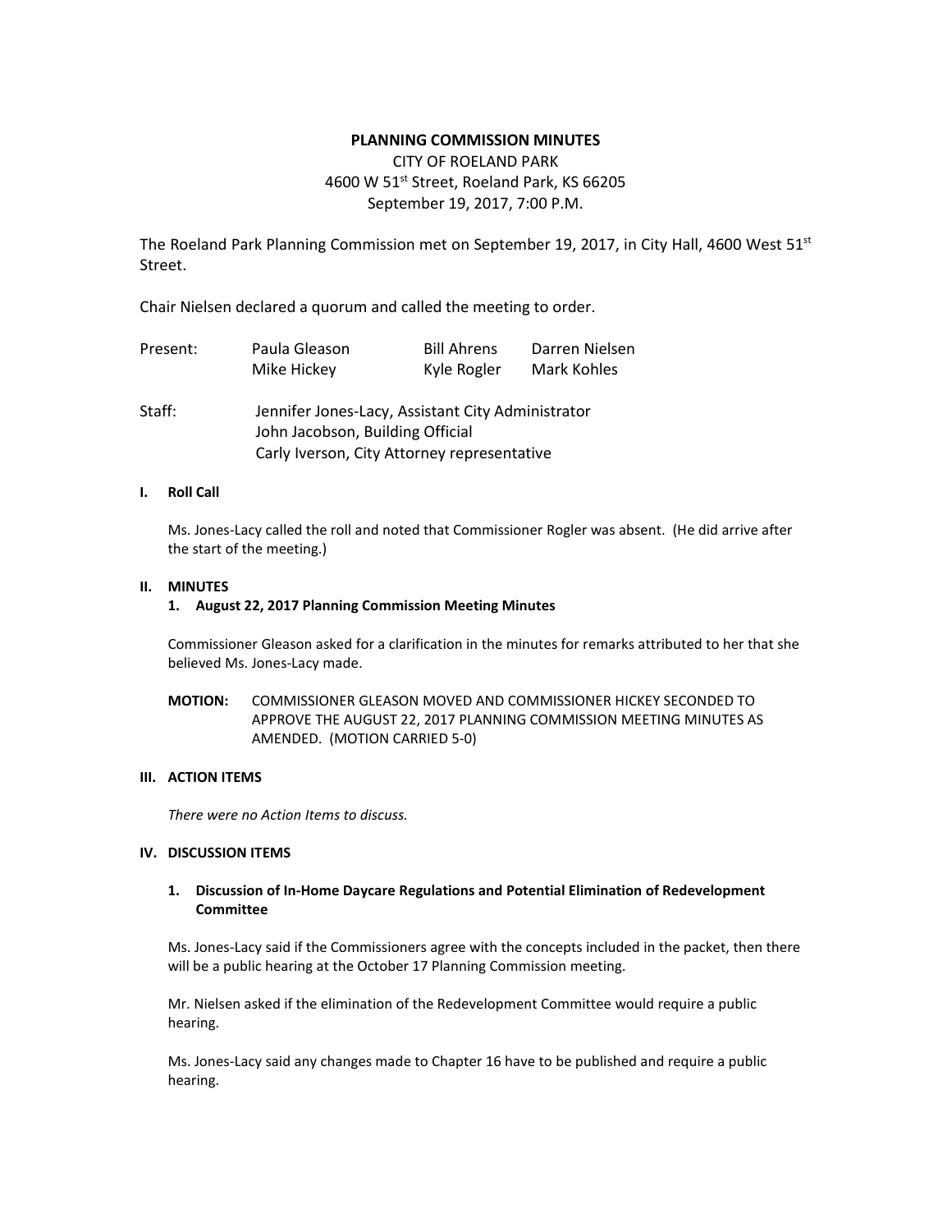# PLANNING COMMISSION MINUTES

CITY OF ROELAND PARK
4600 W 51st Street, Roeland Park, KS 66205
September 19, 2017, 7:00 P.M.

The Roeland Park Planning Commission met on September 19, 2017, in City Hall, 4600 West 51st Street.

Chair Nielsen declared a quorum and called the meeting to order.

| Present: | Paula Gleason | Bill Ahrens | Darren Nielsen |
|---|---|---|---|
| | Mike Hickey | Kyle Rogler | Mark Kohles |

Staff: Jennifer Jones-Lacy, Assistant City Administrator
John Jacobson, Building Official
Carly Iverson, City Attorney representative

## I. Roll Call

Ms. Jones-Lacy called the roll and noted that Commissioner Rogler was absent. (He did arrive after the start of the meeting.)

## II. MINUTES

### 1. August 22, 2017 Planning Commission Meeting Minutes

Commissioner Gleason asked for a clarification in the minutes for remarks attributed to her that she believed Ms. Jones-Lacy made.

**MOTION:** COMMISSIONER GLEASON MOVED AND COMMISSIONER HICKEY SECONDED TO APPROVE THE AUGUST 22, 2017 PLANNING COMMISSION MEETING MINUTES AS AMENDED. (MOTION CARRIED 5-0)

## III. ACTION ITEMS

*There were no Action Items to discuss.*

## IV. DISCUSSION ITEMS

### 1. Discussion of In-Home Daycare Regulations and Potential Elimination of Redevelopment Committee

Ms. Jones-Lacy said if the Commissioners agree with the concepts included in the packet, then there will be a public hearing at the October 17 Planning Commission meeting.

Mr. Nielsen asked if the elimination of the Redevelopment Committee would require a public hearing.

Ms. Jones-Lacy said any changes made to Chapter 16 have to be published and require a public hearing.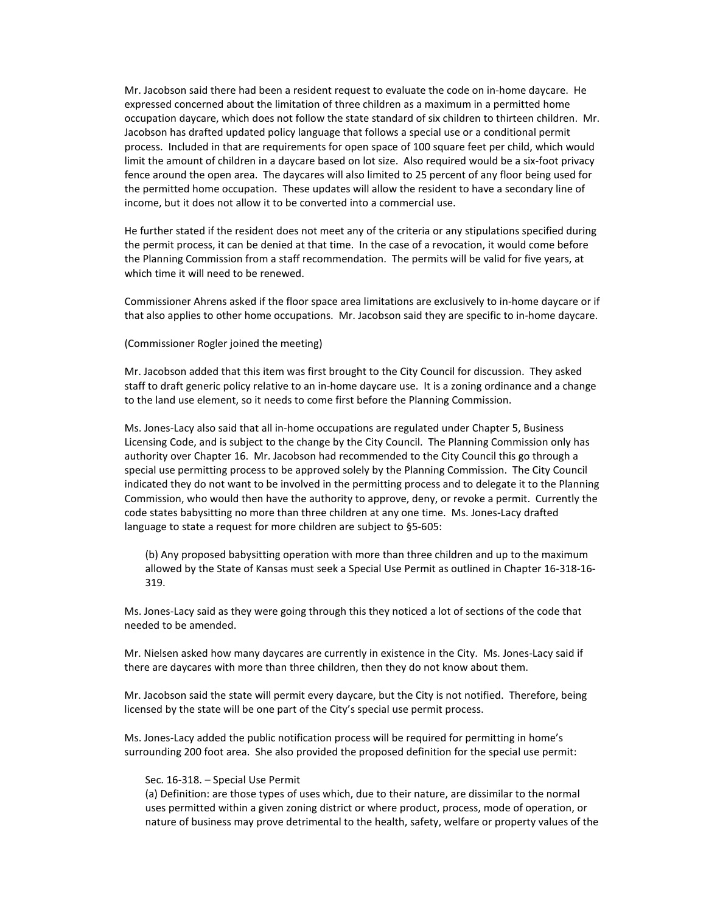Mr. Jacobson said there had been a resident request to evaluate the code on in-home daycare. He expressed concerned about the limitation of three children as a maximum in a permitted home occupation daycare, which does not follow the state standard of six children to thirteen children. Mr. Jacobson has drafted updated policy language that follows a special use or a conditional permit process. Included in that are requirements for open space of 100 square feet per child, which would limit the amount of children in a daycare based on lot size. Also required would be a six-foot privacy fence around the open area. The daycares will also limited to 25 percent of any floor being used for the permitted home occupation. These updates will allow the resident to have a secondary line of income, but it does not allow it to be converted into a commercial use.

He further stated if the resident does not meet any of the criteria or any stipulations specified during the permit process, it can be denied at that time. In the case of a revocation, it would come before the Planning Commission from a staff recommendation. The permits will be valid for five years, at which time it will need to be renewed.

Commissioner Ahrens asked if the floor space area limitations are exclusively to in-home daycare or if that also applies to other home occupations. Mr. Jacobson said they are specific to in-home daycare.

(Commissioner Rogler joined the meeting)

Mr. Jacobson added that this item was first brought to the City Council for discussion. They asked staff to draft generic policy relative to an in-home daycare use. It is a zoning ordinance and a change to the land use element, so it needs to come first before the Planning Commission.

Ms. Jones-Lacy also said that all in-home occupations are regulated under Chapter 5, Business Licensing Code, and is subject to the change by the City Council. The Planning Commission only has authority over Chapter 16. Mr. Jacobson had recommended to the City Council this go through a special use permitting process to be approved solely by the Planning Commission. The City Council indicated they do not want to be involved in the permitting process and to delegate it to the Planning Commission, who would then have the authority to approve, deny, or revoke a permit. Currently the code states babysitting no more than three children at any one time. Ms. Jones-Lacy drafted language to state a request for more children are subject to §5-605:

> (b) Any proposed babysitting operation with more than three children and up to the maximum allowed by the State of Kansas must seek a Special Use Permit as outlined in Chapter 16-318-16-319.

Ms. Jones-Lacy said as they were going through this they noticed a lot of sections of the code that needed to be amended.

Mr. Nielsen asked how many daycares are currently in existence in the City. Ms. Jones-Lacy said if there are daycares with more than three children, then they do not know about them.

Mr. Jacobson said the state will permit every daycare, but the City is not notified. Therefore, being licensed by the state will be one part of the City's special use permit process.

Ms. Jones-Lacy added the public notification process will be required for permitting in home's surrounding 200 foot area. She also provided the proposed definition for the special use permit:

> Sec. 16-318. – Special Use Permit
> (a) Definition: are those types of uses which, due to their nature, are dissimilar to the normal uses permitted within a given zoning district or where product, process, mode of operation, or nature of business may prove detrimental to the health, safety, welfare or property values of the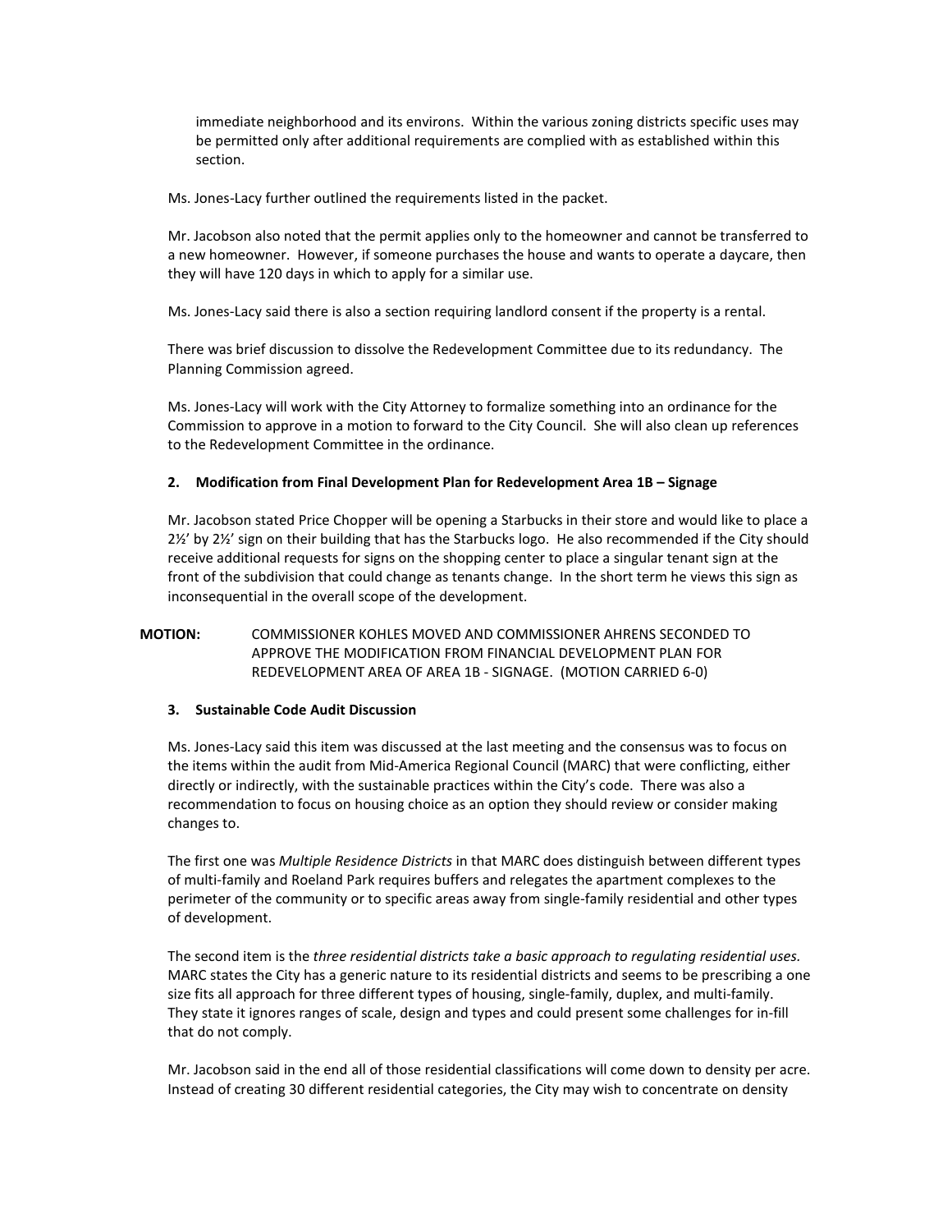immediate neighborhood and its environs. Within the various zoning districts specific uses may be permitted only after additional requirements are complied with as established within this section.

Ms. Jones-Lacy further outlined the requirements listed in the packet.

Mr. Jacobson also noted that the permit applies only to the homeowner and cannot be transferred to a new homeowner. However, if someone purchases the house and wants to operate a daycare, then they will have 120 days in which to apply for a similar use.

Ms. Jones-Lacy said there is also a section requiring landlord consent if the property is a rental.

There was brief discussion to dissolve the Redevelopment Committee due to its redundancy. The Planning Commission agreed.

Ms. Jones-Lacy will work with the City Attorney to formalize something into an ordinance for the Commission to approve in a motion to forward to the City Council. She will also clean up references to the Redevelopment Committee in the ordinance.

**2. Modification from Final Development Plan for Redevelopment Area 1B – Signage**

Mr. Jacobson stated Price Chopper will be opening a Starbucks in their store and would like to place a 2½' by 2½' sign on their building that has the Starbucks logo. He also recommended if the City should receive additional requests for signs on the shopping center to place a singular tenant sign at the front of the subdivision that could change as tenants change. In the short term he views this sign as inconsequential in the overall scope of the development.

**MOTION:** COMMISSIONER KOHLES MOVED AND COMMISSIONER AHRENS SECONDED TO APPROVE THE MODIFICATION FROM FINANCIAL DEVELOPMENT PLAN FOR REDEVELOPMENT AREA OF AREA 1B - SIGNAGE. (MOTION CARRIED 6-0)

**3. Sustainable Code Audit Discussion**

Ms. Jones-Lacy said this item was discussed at the last meeting and the consensus was to focus on the items within the audit from Mid-America Regional Council (MARC) that were conflicting, either directly or indirectly, with the sustainable practices within the City's code. There was also a recommendation to focus on housing choice as an option they should review or consider making changes to.

The first one was *Multiple Residence Districts* in that MARC does distinguish between different types of multi-family and Roeland Park requires buffers and relegates the apartment complexes to the perimeter of the community or to specific areas away from single-family residential and other types of development.

The second item is the *three residential districts take a basic approach to regulating residential uses.* MARC states the City has a generic nature to its residential districts and seems to be prescribing a one size fits all approach for three different types of housing, single-family, duplex, and multi-family. They state it ignores ranges of scale, design and types and could present some challenges for in-fill that do not comply.

Mr. Jacobson said in the end all of those residential classifications will come down to density per acre. Instead of creating 30 different residential categories, the City may wish to concentrate on density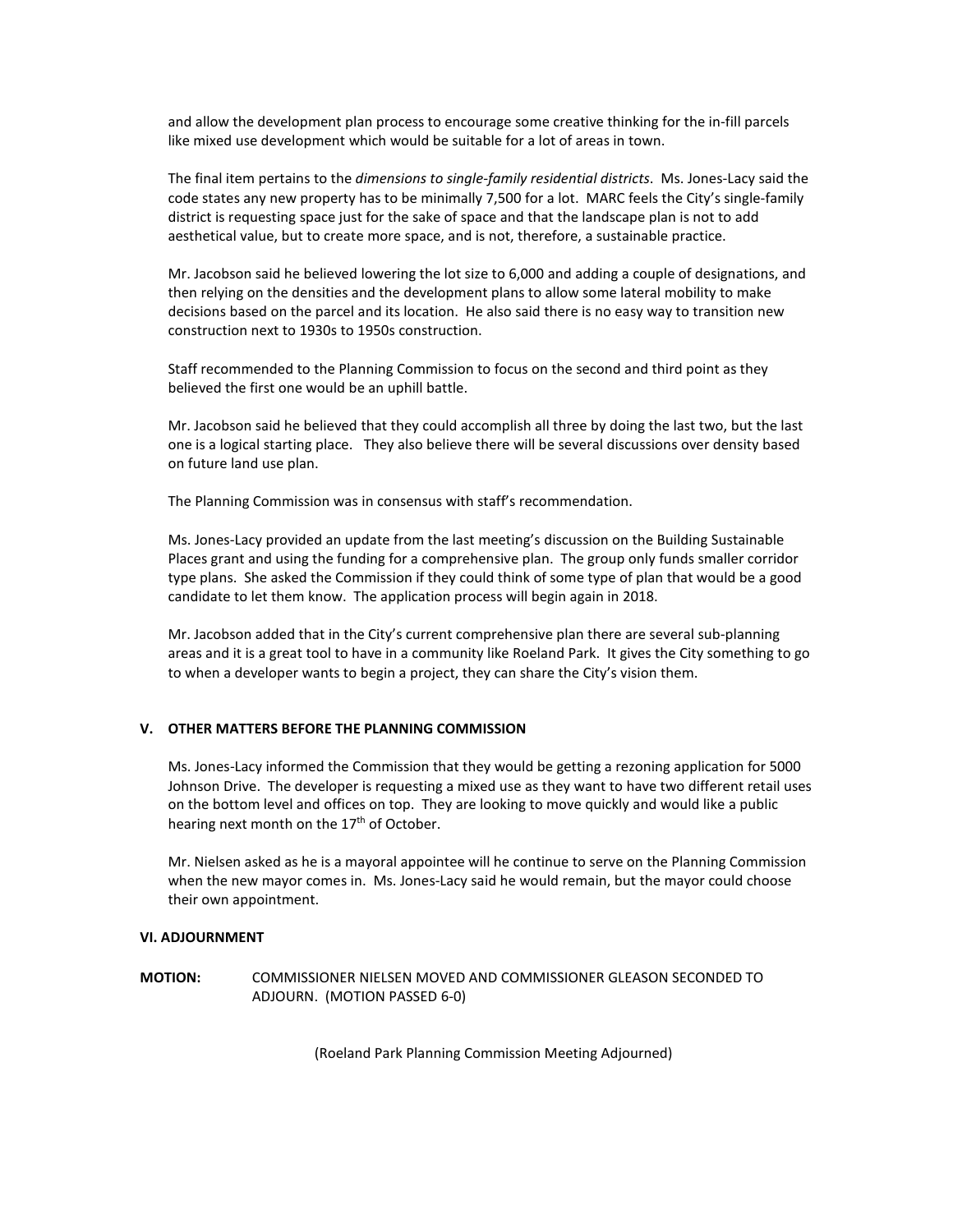and allow the development plan process to encourage some creative thinking for the in-fill parcels like mixed use development which would be suitable for a lot of areas in town.

The final item pertains to the *dimensions to single-family residential districts*. Ms. Jones-Lacy said the code states any new property has to be minimally 7,500 for a lot. MARC feels the City's single-family district is requesting space just for the sake of space and that the landscape plan is not to add aesthetical value, but to create more space, and is not, therefore, a sustainable practice.

Mr. Jacobson said he believed lowering the lot size to 6,000 and adding a couple of designations, and then relying on the densities and the development plans to allow some lateral mobility to make decisions based on the parcel and its location. He also said there is no easy way to transition new construction next to 1930s to 1950s construction.

Staff recommended to the Planning Commission to focus on the second and third point as they believed the first one would be an uphill battle.

Mr. Jacobson said he believed that they could accomplish all three by doing the last two, but the last one is a logical starting place. They also believe there will be several discussions over density based on future land use plan.

The Planning Commission was in consensus with staff's recommendation.

Ms. Jones-Lacy provided an update from the last meeting's discussion on the Building Sustainable Places grant and using the funding for a comprehensive plan. The group only funds smaller corridor type plans. She asked the Commission if they could think of some type of plan that would be a good candidate to let them know. The application process will begin again in 2018.

Mr. Jacobson added that in the City's current comprehensive plan there are several sub-planning areas and it is a great tool to have in a community like Roeland Park. It gives the City something to go to when a developer wants to begin a project, they can share the City's vision them.

## V. OTHER MATTERS BEFORE THE PLANNING COMMISSION

Ms. Jones-Lacy informed the Commission that they would be getting a rezoning application for 5000 Johnson Drive. The developer is requesting a mixed use as they want to have two different retail uses on the bottom level and offices on top. They are looking to move quickly and would like a public hearing next month on the 17th of October.

Mr. Nielsen asked as he is a mayoral appointee will he continue to serve on the Planning Commission when the new mayor comes in. Ms. Jones-Lacy said he would remain, but the mayor could choose their own appointment.

## VI. ADJOURNMENT

**MOTION:** COMMISSIONER NIELSEN MOVED AND COMMISSIONER GLEASON SECONDED TO ADJOURN. (MOTION PASSED 6-0)

(Roeland Park Planning Commission Meeting Adjourned)